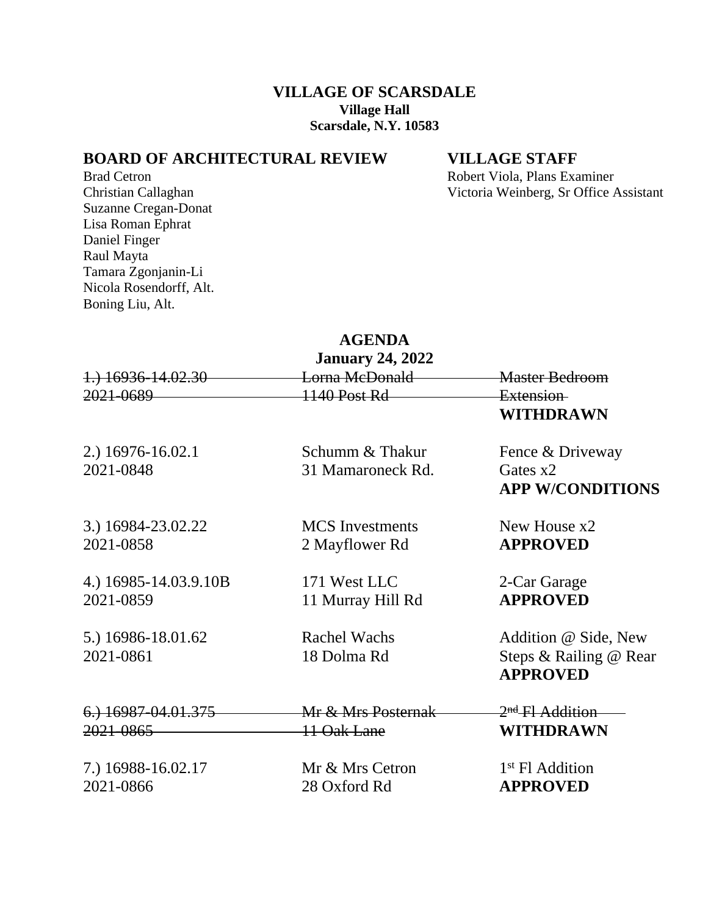# VILLAGE OF SCARSDALE

**Village Hall**
**Scarsdale, N.Y. 10583**

## BOARD OF ARCHITECTURAL REVIEW

Brad Cetron
Christian Callaghan
Suzanne Cregan-Donat
Lisa Roman Ephrat
Daniel Finger
Raul Mayta
Tamara Zgonjanin-Li
Nicola Rosendorff, Alt.
Boning Liu, Alt.

## VILLAGE STAFF

Robert Viola, Plans Examiner
Victoria Weinberg, Sr Office Assistant

## AGENDA

**January 24, 2022**

| | | |
|---|---|---|
| ~~1.) 16936-14.02.30~~<br>~~2021-0689~~ | ~~Lorna McDonald~~<br>~~1140 Post Rd~~ | ~~Master Bedroom Extension~~<br>**WITHDRAWN** |
| 2.) 16976-16.02.1<br>2021-0848 | Schumm & Thakur<br>31 Mamaroneck Rd. | Fence & Driveway Gates x2<br>**APP W/CONDITIONS** |
| 3.) 16984-23.02.22<br>2021-0858 | MCS Investments<br>2 Mayflower Rd | New House x2<br>**APPROVED** |
| 4.) 16985-14.03.9.10B<br>2021-0859 | 171 West LLC<br>11 Murray Hill Rd | 2-Car Garage<br>**APPROVED** |
| 5.) 16986-18.01.62<br>2021-0861 | Rachel Wachs<br>18 Dolma Rd | Addition @ Side, New Steps & Railing @ Rear<br>**APPROVED** |
| ~~6.) 16987-04.01.375~~<br>~~2021-0865~~ | ~~Mr & Mrs Posternak~~<br>~~11 Oak Lane~~ | ~~2nd Fl Addition~~<br>**WITHDRAWN** |
| 7.) 16988-16.02.17<br>2021-0866 | Mr & Mrs Cetron<br>28 Oxford Rd | 1st Fl Addition<br>**APPROVED** |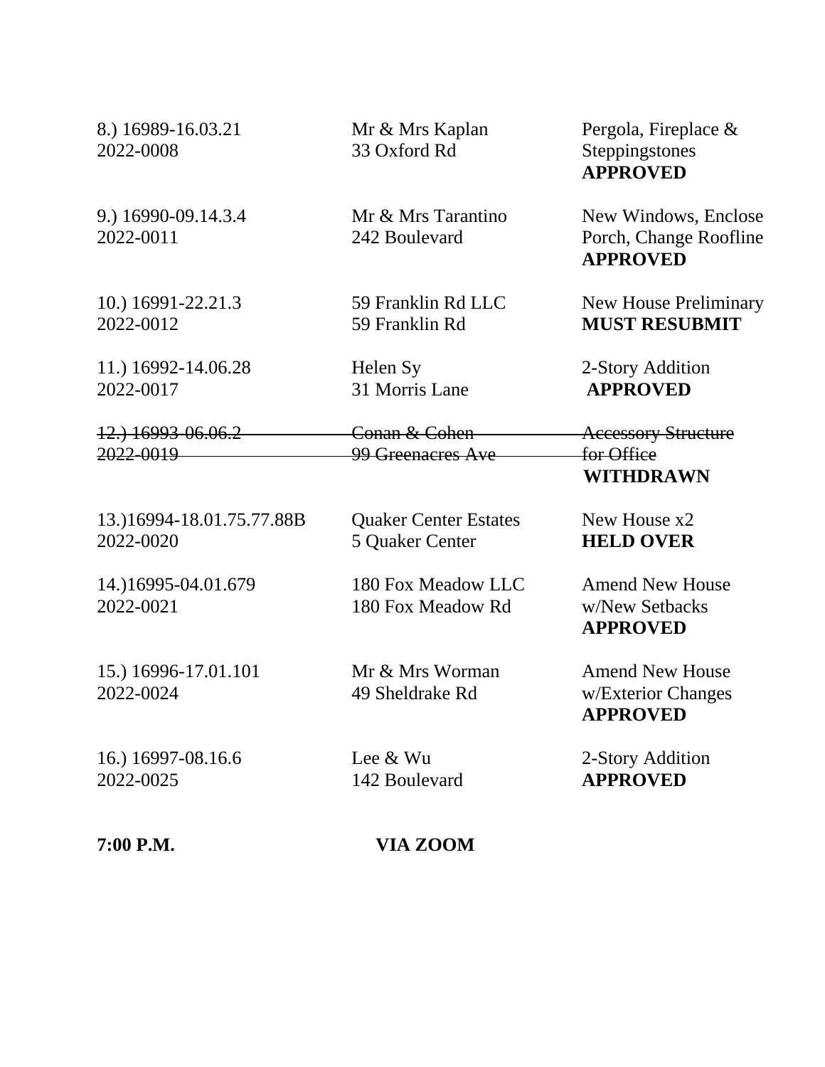| | | |
|---|---|---|
| 8.) 16989-16.03.21<br>2022-0008 | Mr & Mrs Kaplan<br>33 Oxford Rd | Pergola, Fireplace &<br>Steppingstones<br>**APPROVED** |
| 9.) 16990-09.14.3.4<br>2022-0011 | Mr & Mrs Tarantino<br>242 Boulevard | New Windows, Enclose<br>Porch, Change Roofline<br>**APPROVED** |
| 10.) 16991-22.21.3<br>2022-0012 | 59 Franklin Rd LLC<br>59 Franklin Rd | New House Preliminary<br>**MUST RESUBMIT** |
| 11.) 16992-14.06.28<br>2022-0017 | Helen Sy<br>31 Morris Lane | 2-Story Addition<br>**APPROVED** |
| ~~12.) 16993-06.06.2~~<br>~~2022-0019~~ | ~~Conan & Cohen~~<br>~~99 Greenacres Ave~~ | ~~Accessory Structure~~<br>~~for Office~~<br>**WITHDRAWN** |
| 13.)16994-18.01.75.77.88B<br>2022-0020 | Quaker Center Estates<br>5 Quaker Center | New House x2<br>**HELD OVER** |
| 14.)16995-04.01.679<br>2022-0021 | 180 Fox Meadow LLC<br>180 Fox Meadow Rd | Amend New House<br>w/New Setbacks<br>**APPROVED** |
| 15.) 16996-17.01.101<br>2022-0024 | Mr & Mrs Worman<br>49 Sheldrake Rd | Amend New House<br>w/Exterior Changes<br>**APPROVED** |
| 16.) 16997-08.16.6<br>2022-0025 | Lee & Wu<br>142 Boulevard | 2-Story Addition<br>**APPROVED** |

**7:00 P.M.** **VIA ZOOM**